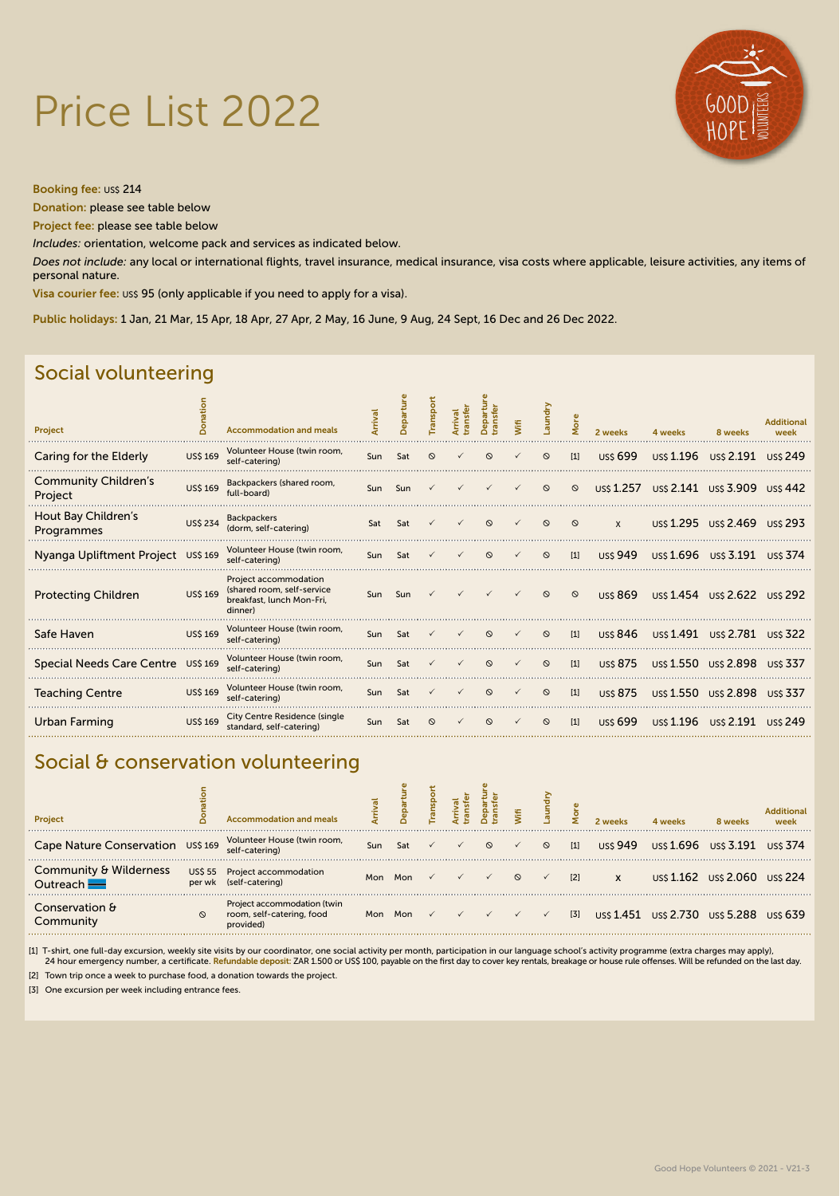# Price List 2022

**Booking fee:** US$ 214

**Donation:** please see table below

**Project fee:** please see table below

*Includes:* orientation, welcome pack and services as indicated below.

*Does not include:* any local or international flights, travel insurance, medical insurance, visa costs where applicable, leisure activities, any items of personal nature.

**Visa courier fee:** US$ 95 (only applicable if you need to apply for a visa).

**Public holidays:** 1 Jan, 21 Mar, 15 Apr, 18 Apr, 27 Apr, 2 May, 16 June, 9 Aug, 24 Sept, 16 Dec and 26 Dec 2022.

## Social volunteering

| Project | Donation | Accommodation and meals | Arrival | Departure | Transport | Arrival transfer | Departure transfer | Wifi | Laundry | More | 2 weeks | 4 weeks | 8 weeks | Additional week |
|---|---|---|---|---|---|---|---|---|---|---|---|---|---|---|
| Caring for the Elderly | US$ 169 | Volunteer House (twin room, self-catering) | Sun | Sat | ⦸ | ✓ | ⦸ | ✓ | ⦸ | [1] | US$ 699 | US$ 1.196 | US$ 2.191 | US$ 249 |
| Community Children's Project | US$ 169 | Backpackers (shared room, full-board) | Sun | Sun | ✓ | ✓ | ✓ | ✓ | ⦸ | ⦸ | US$ 1.257 | US$ 2.141 | US$ 3.909 | US$ 442 |
| Hout Bay Children's Programmes | US$ 234 | Backpackers (dorm, self-catering) | Sat | Sat | ✓ | ✓ | ⦸ | ✓ | ⦸ | ⦸ | X | US$ 1.295 | US$ 2.469 | US$ 293 |
| Nyanga Upliftment Project | US$ 169 | Volunteer House (twin room, self-catering) | Sun | Sat | ✓ | ✓ | ⦸ | ✓ | ⦸ | [1] | US$ 949 | US$ 1.696 | US$ 3.191 | US$ 374 |
| Protecting Children | US$ 169 | Project accommodation (shared room, self-service breakfast, lunch Mon-Fri, dinner) | Sun | Sun | ✓ | ✓ | ✓ | ✓ | ⦸ | ⦸ | US$ 869 | US$ 1.454 | US$ 2.622 | US$ 292 |
| Safe Haven | US$ 169 | Volunteer House (twin room, self-catering) | Sun | Sat | ✓ | ✓ | ⦸ | ✓ | ⦸ | [1] | US$ 846 | US$ 1.491 | US$ 2.781 | US$ 322 |
| Special Needs Care Centre | US$ 169 | Volunteer House (twin room, self-catering) | Sun | Sat | ✓ | ✓ | ⦸ | ✓ | ⦸ | [1] | US$ 875 | US$ 1.550 | US$ 2.898 | US$ 337 |
| Teaching Centre | US$ 169 | Volunteer House (twin room, self-catering) | Sun | Sat | ✓ | ✓ | ⦸ | ✓ | ⦸ | [1] | US$ 875 | US$ 1.550 | US$ 2.898 | US$ 337 |
| Urban Farming | US$ 169 | City Centre Residence (single standard, self-catering) | Sun | Sat | ⦸ | ✓ | ⦸ | ✓ | ⦸ | [1] | US$ 699 | US$ 1.196 | US$ 2.191 | US$ 249 |

## Social & conservation volunteering

| Project | Donation | Accommodation and meals | Arrival | Departure | Transport | Arrival transfer | Departure transfer | Wifi | Laundry | More | 2 weeks | 4 weeks | 8 weeks | Additional week |
|---|---|---|---|---|---|---|---|---|---|---|---|---|---|---|
| Cape Nature Conservation | US$ 169 | Volunteer House (twin room, self-catering) | Sun | Sat | ✓ | ✓ | ⦸ | ✓ | ⦸ | [1] | US$ 949 | US$ 1.696 | US$ 3.191 | US$ 374 |
| Community & Wilderness Outreach | US$ 55 per wk | Project accommodation (self-catering) | Mon | Mon | ✓ | ✓ | ✓ | ⦸ | ✓ | [2] | X | US$ 1.162 | US$ 2.060 | US$ 224 |
| Conservation & Community | ⦸ | Project accommodation (twin room, self-catering, food provided) | Mon | Mon | ✓ | ✓ | ✓ | ✓ | ✓ | [3] | US$ 1.451 | US$ 2.730 | US$ 5.288 | US$ 639 |

[1] T-shirt, one full-day excursion, weekly site visits by our coordinator, one social activity per month, participation in our language school's activity programme (extra charges may apply), 24 hour emergency number, a certificate. **Refundable deposit:** ZAR 1.500 or US$ 100, payable on the first day to cover key rentals, breakage or house rule offenses. Will be refunded on the last day.

[2] Town trip once a week to purchase food, a donation towards the project.

[3] One excursion per week including entrance fees.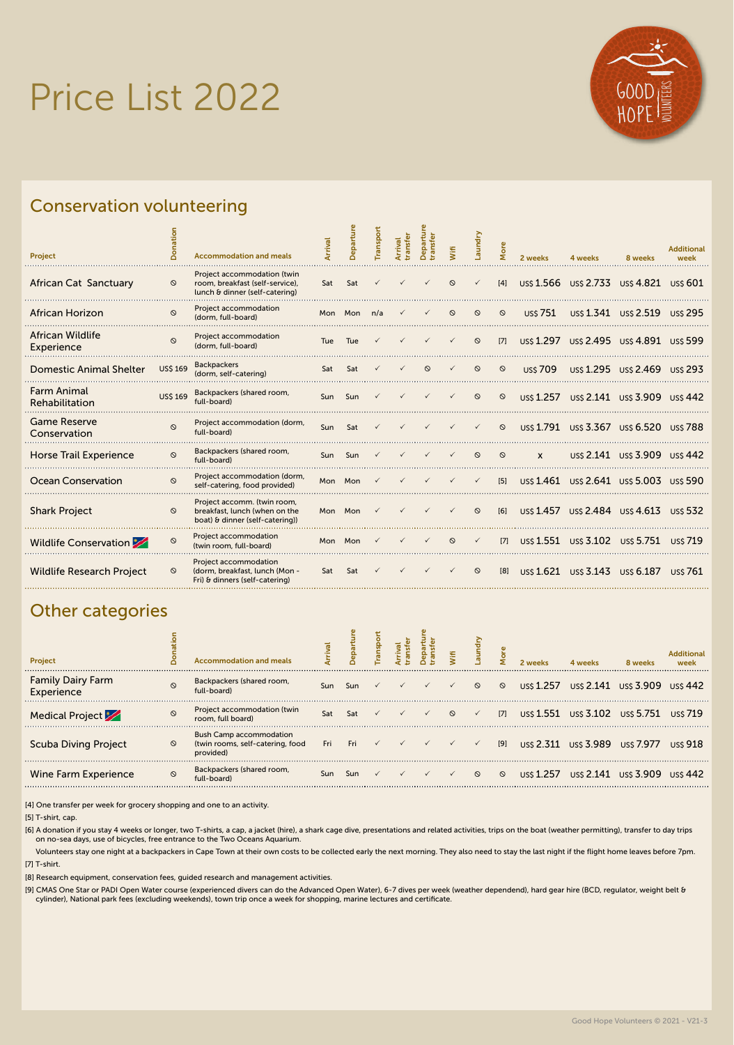# Price List 2022

## Conservation volunteering

| Project | Donation | Accommodation and meals | Arrival | Departure | Transport | Arrival transfer | Departure transfer | Wifi | Laundry | More | 2 weeks | 4 weeks | 8 weeks | Additional week |
|---|---|---|---|---|---|---|---|---|---|---|---|---|---|---|
| African Cat Sanctuary | ⦸ | Project accommodation (twin room, breakfast (self-service), lunch & dinner (self-catering) | Sat | Sat | ✓ | ✓ | ✓ | ⦸ | ✓ | [4] | US$ 1.566 | US$ 2.733 | US$ 4.821 | US$ 601 |
| African Horizon | ⦸ | Project accommodation (dorm, full-board) | Mon | Mon | n/a | ✓ | ✓ | ⦸ | ⦸ | ⦸ | US$ 751 | US$ 1.341 | US$ 2.519 | US$ 295 |
| African Wildlife Experience | ⦸ | Project accommodation (dorm, full-board) | Tue | Tue | ✓ | ✓ | ✓ | ✓ | ⦸ | [7] | US$ 1.297 | US$ 2.495 | US$ 4.891 | US$ 599 |
| Domestic Animal Shelter | US$ 169 | Backpackers (dorm, self-catering) | Sat | Sat | ✓ | ✓ | ⦸ | ✓ | ⦸ | ⦸ | US$ 709 | US$ 1.295 | US$ 2.469 | US$ 293 |
| Farm Animal Rehabilitation | US$ 169 | Backpackers (shared room, full-board) | Sun | Sun | ✓ | ✓ | ✓ | ✓ | ⦸ | ⦸ | US$ 1.257 | US$ 2.141 | US$ 3.909 | US$ 442 |
| Game Reserve Conservation | ⦸ | Project accommodation (dorm, full-board) | Sun | Sat | ✓ | ✓ | ✓ | ✓ | ✓ | ⦸ | US$ 1.791 | US$ 3.367 | US$ 6.520 | US$ 788 |
| Horse Trail Experience | ⦸ | Backpackers (shared room, full-board) | Sun | Sun | ✓ | ✓ | ✓ | ✓ | ⦸ | ⦸ | x | US$ 2.141 | US$ 3.909 | US$ 442 |
| Ocean Conservation | ⦸ | Project accommodation (dorm, self-catering, food provided) | Mon | Mon | ✓ | ✓ | ✓ | ✓ | ✓ | [5] | US$ 1.461 | US$ 2.641 | US$ 5.003 | US$ 590 |
| Shark Project | ⦸ | Project accomm. (twin room, breakfast, lunch (when on the boat) & dinner (self-catering)) | Mon | Mon | ✓ | ✓ | ✓ | ✓ | ⦸ | [6] | US$ 1.457 | US$ 2.484 | US$ 4.613 | US$ 532 |
| Wildlife Conservation | ⦸ | Project accommodation (twin room, full-board) | Mon | Mon | ✓ | ✓ | ✓ | ⦸ | ✓ | [7] | US$ 1.551 | US$ 3.102 | US$ 5.751 | US$ 719 |
| Wildlife Research Project | ⦸ | Project accommodation (dorm, breakfast, lunch (Mon - Fri) & dinners (self-catering) | Sat | Sat | ✓ | ✓ | ✓ | ✓ | ⦸ | [8] | US$ 1.621 | US$ 3.143 | US$ 6.187 | US$ 761 |

## Other categories

| Project | Donation | Accommodation and meals | Arrival | Departure | Transport | Arrival transfer | Departure transfer | Wifi | Laundry | More | 2 weeks | 4 weeks | 8 weeks | Additional week |
|---|---|---|---|---|---|---|---|---|---|---|---|---|---|---|
| Family Dairy Farm Experience | ⦸ | Backpackers (shared room, full-board) | Sun | Sun | ✓ | ✓ | ✓ | ✓ | ⦸ | ⦸ | US$ 1.257 | US$ 2.141 | US$ 3.909 | US$ 442 |
| Medical Project | ⦸ | Project accommodation (twin room, full board) | Sat | Sat | ✓ | ✓ | ✓ | ⦸ | ✓ | [7] | US$ 1.551 | US$ 3.102 | US$ 5.751 | US$ 719 |
| Scuba Diving Project | ⦸ | Bush Camp accommodation (twin rooms, self-catering, food provided) | Fri | Fri | ✓ | ✓ | ✓ | ✓ | ✓ | [9] | US$ 2.311 | US$ 3.989 | US$ 7.977 | US$ 918 |
| Wine Farm Experience | ⦸ | Backpackers (shared room, full-board) | Sun | Sun | ✓ | ✓ | ✓ | ✓ | ⦸ | ⦸ | US$ 1.257 | US$ 2.141 | US$ 3.909 | US$ 442 |

[4] One transfer per week for grocery shopping and one to an activity.

[5] T-shirt, cap.

[6] A donation if you stay 4 weeks or longer, two T-shirts, a cap, a jacket (hire), a shark cage dive, presentations and related activities, trips on the boat (weather permitting), transfer to day trips on no-sea days, use of bicycles, free entrance to the Two Oceans Aquarium.
Volunteers stay one night at a backpackers in Cape Town at their own costs to be collected early the next morning. They also need to stay the last night if the flight home leaves before 7pm.

[7] T-shirt.

[8] Research equipment, conservation fees, guided research and management activities.

[9] CMAS One Star or PADI Open Water course (experienced divers can do the Advanced Open Water), 6-7 dives per week (weather dependend), hard gear hire (BCD, regulator, weight belt & cylinder), National park fees (excluding weekends), town trip once a week for shopping, marine lectures and certificate.